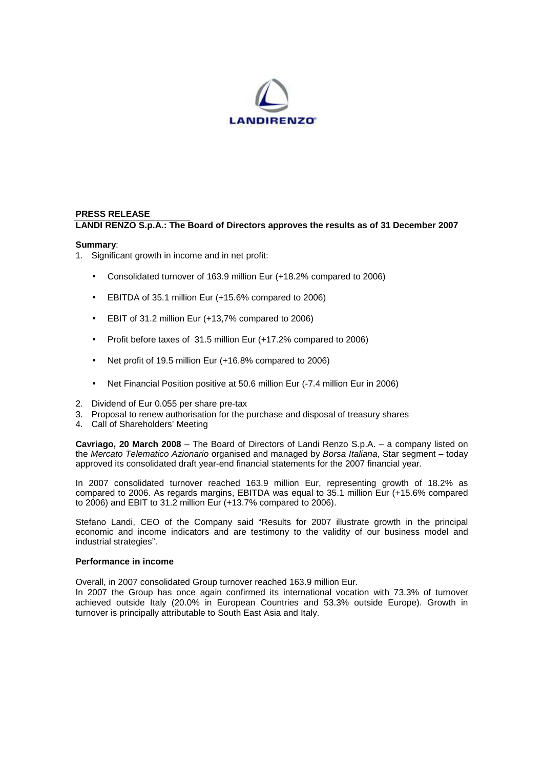LANDIRENZO

**PRESS RELEASE**

**LANDI RENZO S.p.A.: The Board of Directors approves the results as of 31 December 2007**

**Summary**:

1. Significant growth in income and in net profit:

   - Consolidated turnover of 163.9 million Eur (+18.2% compared to 2006)
   - EBITDA of 35.1 million Eur (+15.6% compared to 2006)
   - EBIT of 31.2 million Eur (+13,7% compared to 2006)
   - Profit before taxes of 31.5 million Eur (+17.2% compared to 2006)
   - Net profit of 19.5 million Eur (+16.8% compared to 2006)
   - Net Financial Position positive at 50.6 million Eur (-7.4 million Eur in 2006)

2. Dividend of Eur 0.055 per share pre-tax
3. Proposal to renew authorisation for the purchase and disposal of treasury shares
4. Call of Shareholders' Meeting

**Cavriago, 20 March 2008** – The Board of Directors of Landi Renzo S.p.A. – a company listed on the *Mercato Telematico Azionario* organised and managed by *Borsa Italiana*, Star segment – today approved its consolidated draft year-end financial statements for the 2007 financial year.

In 2007 consolidated turnover reached 163.9 million Eur, representing growth of 18.2% as compared to 2006. As regards margins, EBITDA was equal to 35.1 million Eur (+15.6% compared to 2006) and EBIT to 31.2 million Eur (+13.7% compared to 2006).

Stefano Landi, CEO of the Company said "Results for 2007 illustrate growth in the principal economic and income indicators and are testimony to the validity of our business model and industrial strategies".

**Performance in income**

Overall, in 2007 consolidated Group turnover reached 163.9 million Eur.

In 2007 the Group has once again confirmed its international vocation with 73.3% of turnover achieved outside Italy (20.0% in European Countries and 53.3% outside Europe). Growth in turnover is principally attributable to South East Asia and Italy.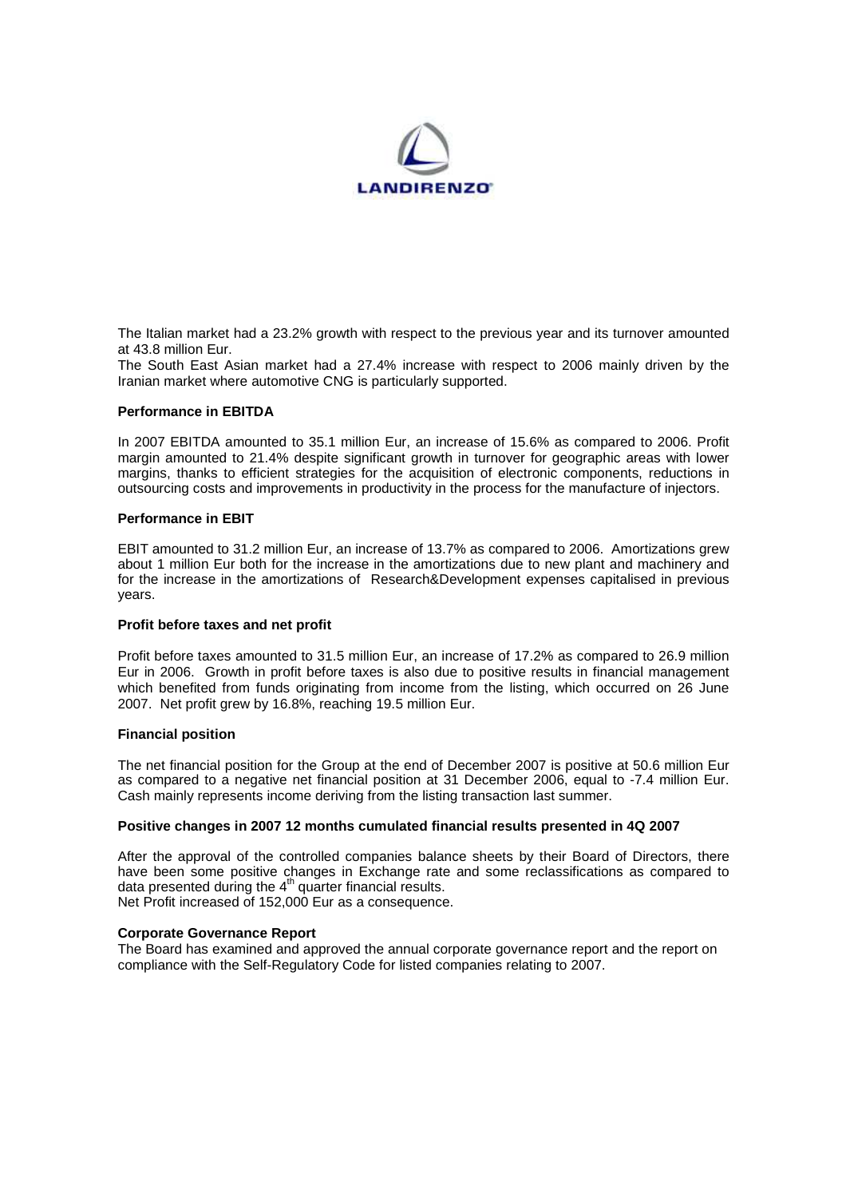The Italian market had a 23.2% growth with respect to the previous year and its turnover amounted at 43.8 million Eur.

The South East Asian market had a 27.4% increase with respect to 2006 mainly driven by the Iranian market where automotive CNG is particularly supported.

**Performance in EBITDA**

In 2007 EBITDA amounted to 35.1 million Eur, an increase of 15.6% as compared to 2006. Profit margin amounted to 21.4% despite significant growth in turnover for geographic areas with lower margins, thanks to efficient strategies for the acquisition of electronic components, reductions in outsourcing costs and improvements in productivity in the process for the manufacture of injectors.

**Performance in EBIT**

EBIT amounted to 31.2 million Eur, an increase of 13.7% as compared to 2006. Amortizations grew about 1 million Eur both for the increase in the amortizations due to new plant and machinery and for the increase in the amortizations of Research&Development expenses capitalised in previous years.

**Profit before taxes and net profit**

Profit before taxes amounted to 31.5 million Eur, an increase of 17.2% as compared to 26.9 million Eur in 2006. Growth in profit before taxes is also due to positive results in financial management which benefited from funds originating from income from the listing, which occurred on 26 June 2007. Net profit grew by 16.8%, reaching 19.5 million Eur.

**Financial position**

The net financial position for the Group at the end of December 2007 is positive at 50.6 million Eur as compared to a negative net financial position at 31 December 2006, equal to -7.4 million Eur. Cash mainly represents income deriving from the listing transaction last summer.

**Positive changes in 2007 12 months cumulated financial results presented in 4Q 2007**

After the approval of the controlled companies balance sheets by their Board of Directors, there have been some positive changes in Exchange rate and some reclassifications as compared to data presented during the 4th quarter financial results.
Net Profit increased of 152,000 Eur as a consequence.

**Corporate Governance Report**

The Board has examined and approved the annual corporate governance report and the report on compliance with the Self-Regulatory Code for listed companies relating to 2007.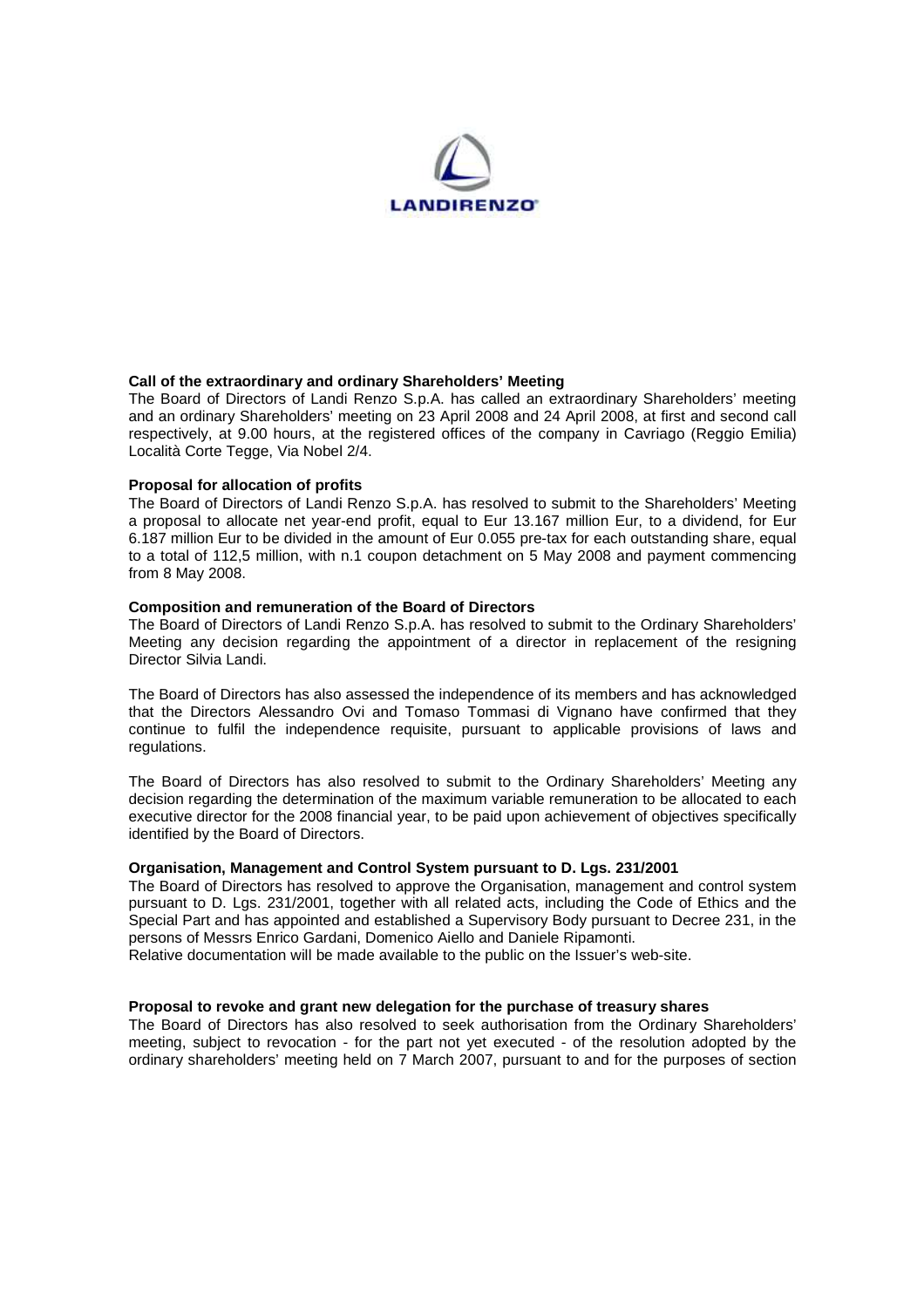**Call of the extraordinary and ordinary Shareholders' Meeting**

The Board of Directors of Landi Renzo S.p.A. has called an extraordinary Shareholders' meeting and an ordinary Shareholders' meeting on 23 April 2008 and 24 April 2008, at first and second call respectively, at 9.00 hours, at the registered offices of the company in Cavriago (Reggio Emilia) Località Corte Tegge, Via Nobel 2/4.

**Proposal for allocation of profits**

The Board of Directors of Landi Renzo S.p.A. has resolved to submit to the Shareholders' Meeting a proposal to allocate net year-end profit, equal to Eur 13.167 million Eur, to a dividend, for Eur 6.187 million Eur to be divided in the amount of Eur 0.055 pre-tax for each outstanding share, equal to a total of 112,5 million, with n.1 coupon detachment on 5 May 2008 and payment commencing from 8 May 2008.

**Composition and remuneration of the Board of Directors**

The Board of Directors of Landi Renzo S.p.A. has resolved to submit to the Ordinary Shareholders' Meeting any decision regarding the appointment of a director in replacement of the resigning Director Silvia Landi.

The Board of Directors has also assessed the independence of its members and has acknowledged that the Directors Alessandro Ovi and Tomaso Tommasi di Vignano have confirmed that they continue to fulfil the independence requisite, pursuant to applicable provisions of laws and regulations.

The Board of Directors has also resolved to submit to the Ordinary Shareholders' Meeting any decision regarding the determination of the maximum variable remuneration to be allocated to each executive director for the 2008 financial year, to be paid upon achievement of objectives specifically identified by the Board of Directors.

**Organisation, Management and Control System pursuant to D. Lgs. 231/2001**

The Board of Directors has resolved to approve the Organisation, management and control system pursuant to D. Lgs. 231/2001, together with all related acts, including the Code of Ethics and the Special Part and has appointed and established a Supervisory Body pursuant to Decree 231, in the persons of Messrs Enrico Gardani, Domenico Aiello and Daniele Ripamonti.
Relative documentation will be made available to the public on the Issuer's web-site.

**Proposal to revoke and grant new delegation for the purchase of treasury shares**

The Board of Directors has also resolved to seek authorisation from the Ordinary Shareholders' meeting, subject to revocation - for the part not yet executed - of the resolution adopted by the ordinary shareholders' meeting held on 7 March 2007, pursuant to and for the purposes of section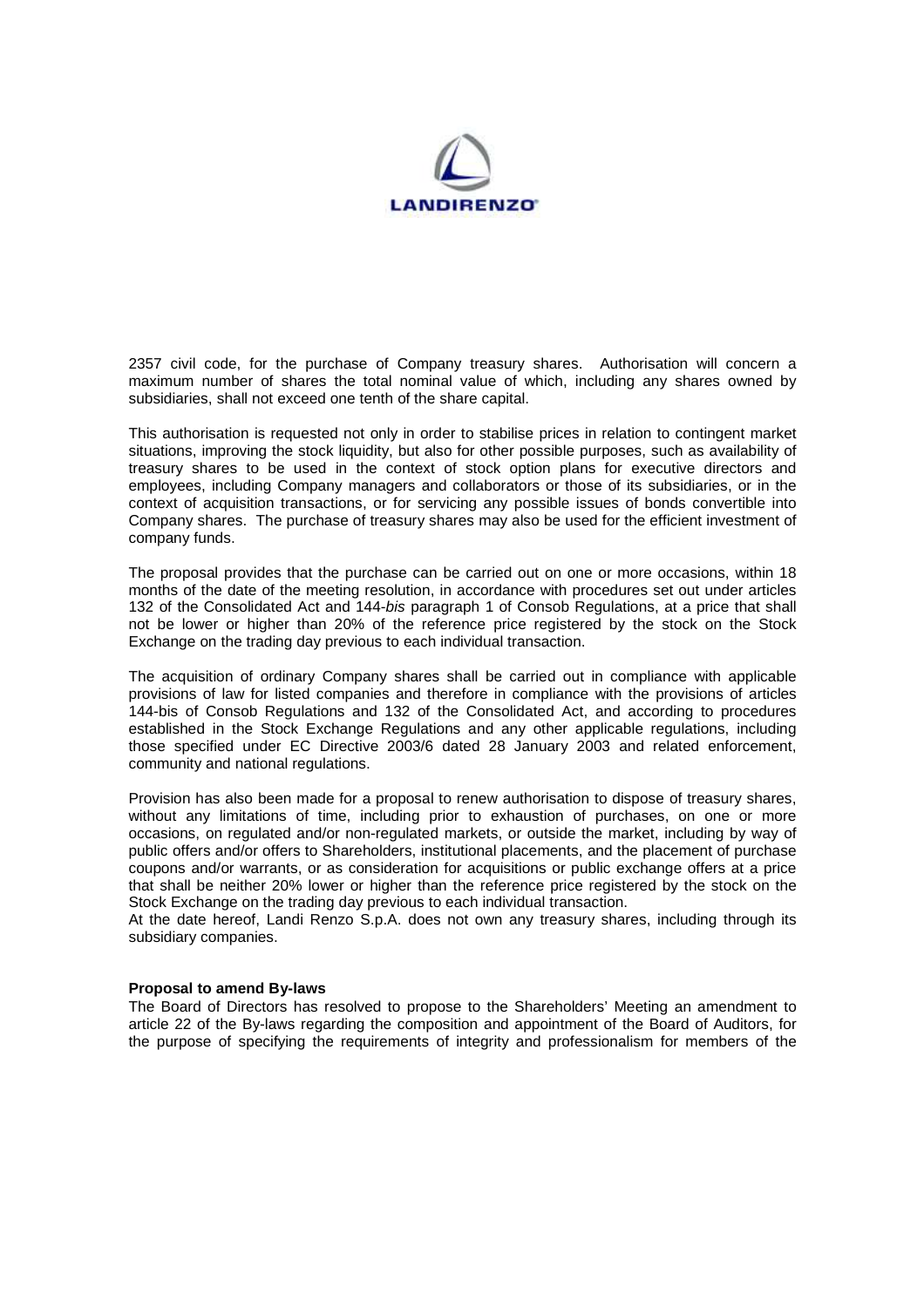2357 civil code, for the purchase of Company treasury shares. Authorisation will concern a maximum number of shares the total nominal value of which, including any shares owned by subsidiaries, shall not exceed one tenth of the share capital.

This authorisation is requested not only in order to stabilise prices in relation to contingent market situations, improving the stock liquidity, but also for other possible purposes, such as availability of treasury shares to be used in the context of stock option plans for executive directors and employees, including Company managers and collaborators or those of its subsidiaries, or in the context of acquisition transactions, or for servicing any possible issues of bonds convertible into Company shares. The purchase of treasury shares may also be used for the efficient investment of company funds.

The proposal provides that the purchase can be carried out on one or more occasions, within 18 months of the date of the meeting resolution, in accordance with procedures set out under articles 132 of the Consolidated Act and 144-*bis* paragraph 1 of Consob Regulations, at a price that shall not be lower or higher than 20% of the reference price registered by the stock on the Stock Exchange on the trading day previous to each individual transaction.

The acquisition of ordinary Company shares shall be carried out in compliance with applicable provisions of law for listed companies and therefore in compliance with the provisions of articles 144-bis of Consob Regulations and 132 of the Consolidated Act, and according to procedures established in the Stock Exchange Regulations and any other applicable regulations, including those specified under EC Directive 2003/6 dated 28 January 2003 and related enforcement, community and national regulations.

Provision has also been made for a proposal to renew authorisation to dispose of treasury shares, without any limitations of time, including prior to exhaustion of purchases, on one or more occasions, on regulated and/or non-regulated markets, or outside the market, including by way of public offers and/or offers to Shareholders, institutional placements, and the placement of purchase coupons and/or warrants, or as consideration for acquisitions or public exchange offers at a price that shall be neither 20% lower or higher than the reference price registered by the stock on the Stock Exchange on the trading day previous to each individual transaction.

At the date hereof, Landi Renzo S.p.A. does not own any treasury shares, including through its subsidiary companies.

**Proposal to amend By-laws**

The Board of Directors has resolved to propose to the Shareholders' Meeting an amendment to article 22 of the By-laws regarding the composition and appointment of the Board of Auditors, for the purpose of specifying the requirements of integrity and professionalism for members of the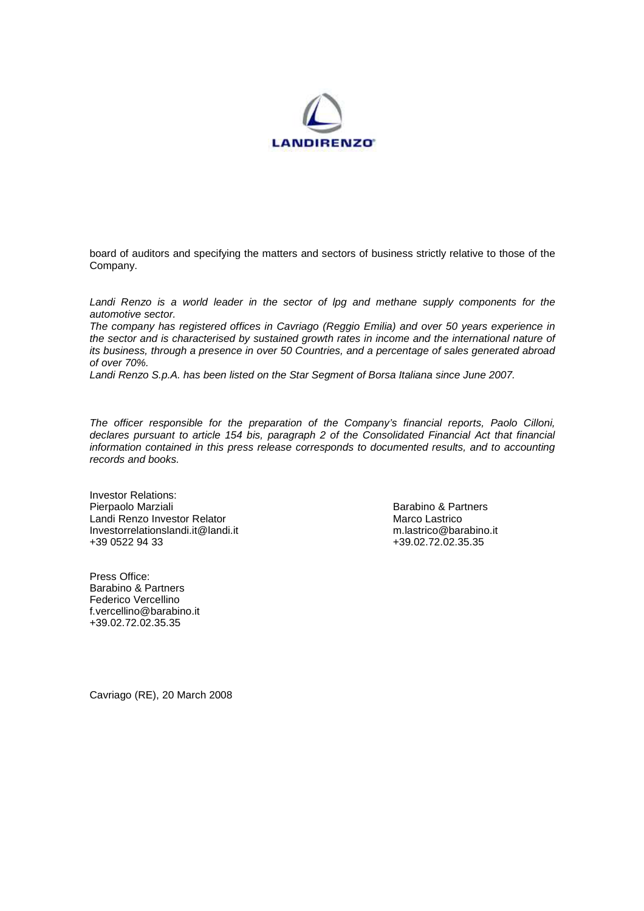board of auditors and specifying the matters and sectors of business strictly relative to those of the Company.

*Landi Renzo is a world leader in the sector of lpg and methane supply components for the automotive sector.*
*The company has registered offices in Cavriago (Reggio Emilia) and over 50 years experience in the sector and is characterised by sustained growth rates in income and the international nature of its business, through a presence in over 50 Countries, and a percentage of sales generated abroad of over 70%.*
*Landi Renzo S.p.A. has been listed on the Star Segment of Borsa Italiana since June 2007.*

*The officer responsible for the preparation of the Company's financial reports, Paolo Cilloni, declares pursuant to article 154 bis, paragraph 2 of the Consolidated Financial Act that financial information contained in this press release corresponds to documented results, and to accounting records and books.*

Investor Relations:
Pierpaolo Marziali
Landi Renzo Investor Relator
Investorrelationslandi.it@landi.it
+39 0522 94 33

Barabino & Partners
Marco Lastrico
m.lastrico@barabino.it
+39.02.72.02.35.35

Press Office:
Barabino & Partners
Federico Vercellino
f.vercellino@barabino.it
+39.02.72.02.35.35

Cavriago (RE), 20 March 2008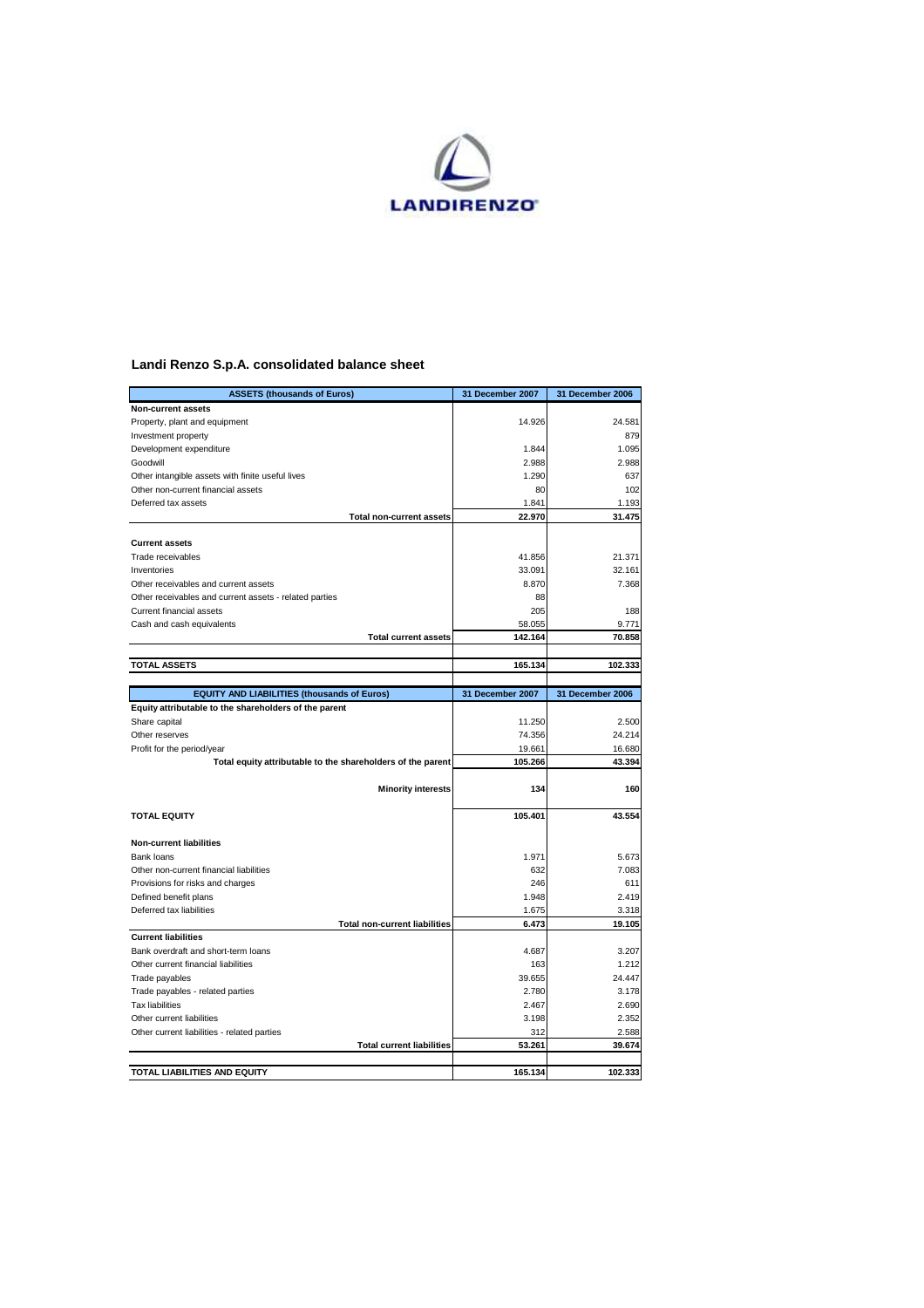LANDIRENZO

## Landi Renzo S.p.A. consolidated balance sheet

| ASSETS (thousands of Euros) | 31 December 2007 | 31 December 2006 |
|---|---|---|
| **Non-current assets** | | |
| Property, plant and equipment | 14.926 | 24.581 |
| Investment property | | 879 |
| Development expenditure | 1.844 | 1.095 |
| Goodwill | 2.988 | 2.988 |
| Other intangible assets with finite useful lives | 1.290 | 637 |
| Other non-current financial assets | 80 | 102 |
| Deferred tax assets | 1.841 | 1.193 |
| **Total non-current assets** | **22.970** | **31.475** |
| | | |
| **Current assets** | | |
| Trade receivables | 41.856 | 21.371 |
| Inventories | 33.091 | 32.161 |
| Other receivables and current assets | 8.870 | 7.368 |
| Other receivables and current assets - related parties | 88 | |
| Current financial assets | 205 | 188 |
| Cash and cash equivalents | 58.055 | 9.771 |
| **Total current assets** | **142.164** | **70.858** |
| | | |
| **TOTAL ASSETS** | **165.134** | **102.333** |

| EQUITY AND LIABILITIES (thousands of Euros) | 31 December 2007 | 31 December 2006 |
|---|---|---|
| **Equity attributable to the shareholders of the parent** | | |
| Share capital | 11.250 | 2.500 |
| Other reserves | 74.356 | 24.214 |
| Profit for the period/year | 19.661 | 16.680 |
| **Total equity attributable to the shareholders of the parent** | **105.266** | **43.394** |
| | | |
| **Minority interests** | **134** | **160** |
| | | |
| **TOTAL EQUITY** | **105.401** | **43.554** |
| | | |
| **Non-current liabilities** | | |
| Bank loans | 1.971 | 5.673 |
| Other non-current financial liabilities | 632 | 7.083 |
| Provisions for risks and charges | 246 | 611 |
| Defined benefit plans | 1.948 | 2.419 |
| Deferred tax liabilities | 1.675 | 3.318 |
| **Total non-current liabilities** | **6.473** | **19.105** |
| **Current liabilities** | | |
| Bank overdraft and short-term loans | 4.687 | 3.207 |
| Other current financial liabilities | 163 | 1.212 |
| Trade payables | 39.655 | 24.447 |
| Trade payables - related parties | 2.780 | 3.178 |
| Tax liabilities | 2.467 | 2.690 |
| Other current liabilities | 3.198 | 2.352 |
| Other current liabilities - related parties | 312 | 2.588 |
| **Total current liabilities** | **53.261** | **39.674** |
| | | |
| **TOTAL LIABILITIES AND EQUITY** | **165.134** | **102.333** |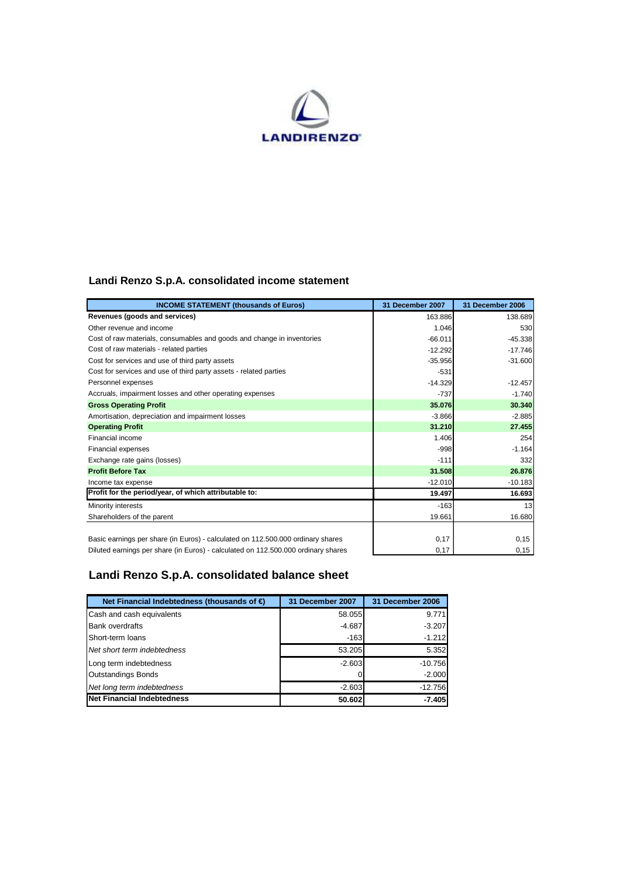LANDIRENZO

## Landi Renzo S.p.A. consolidated income statement

| INCOME STATEMENT (thousands of Euros) | 31 December 2007 | 31 December 2006 |
|---|---|---|
| **Revenues (goods and services)** | 163.886 | 138.689 |
| Other revenue and income | 1.046 | 530 |
| Cost of raw materials, consumables and goods and change in inventories | -66.011 | -45.338 |
| Cost of raw materials - related parties | -12.292 | -17.746 |
| Cost for services and use of third party assets | -35.956 | -31.600 |
| Cost for services and use of third party assets - related parties | -531 | |
| Personnel expenses | -14.329 | -12.457 |
| Accruals, impairment losses and other operating expenses | -737 | -1.740 |
| **Gross Operating Profit** | **35.076** | **30.340** |
| Amortisation, depreciation and impairment losses | -3.866 | -2.885 |
| **Operating Profit** | **31.210** | **27.455** |
| Financial income | 1.406 | 254 |
| Financial expenses | -998 | -1.164 |
| Exchange rate gains (losses) | -111 | 332 |
| **Profit Before Tax** | **31.508** | **26.876** |
| Income tax expense | -12.010 | -10.183 |
| **Profit for the period/year, of which attributable to:** | **19.497** | **16.693** |
| Minority interests | -163 | 13 |
| Shareholders of the parent | 19.661 | 16.680 |
| | | |
| Basic earnings per share (in Euros) - calculated on 112.500.000 ordinary shares | 0,17 | 0,15 |
| Diluted earnings per share (in Euros) - calculated on 112.500.000 ordinary shares | 0,17 | 0,15 |

## Landi Renzo S.p.A. consolidated balance sheet

| Net Financial Indebtedness (thousands of €) | 31 December 2007 | 31 December 2006 |
|---|---|---|
| Cash and cash equivalents | 58.055 | 9.771 |
| Bank overdrafts | -4.687 | -3.207 |
| Short-term loans | -163 | -1.212 |
| *Net short term indebtedness* | 53.205 | 5.352 |
| Long term indebtedness | -2.603 | -10.756 |
| Outstandings Bonds | 0 | -2.000 |
| *Net long term indebtedness* | -2.603 | -12.756 |
| **Net Financial Indebtedness** | **50.602** | **-7.405** |